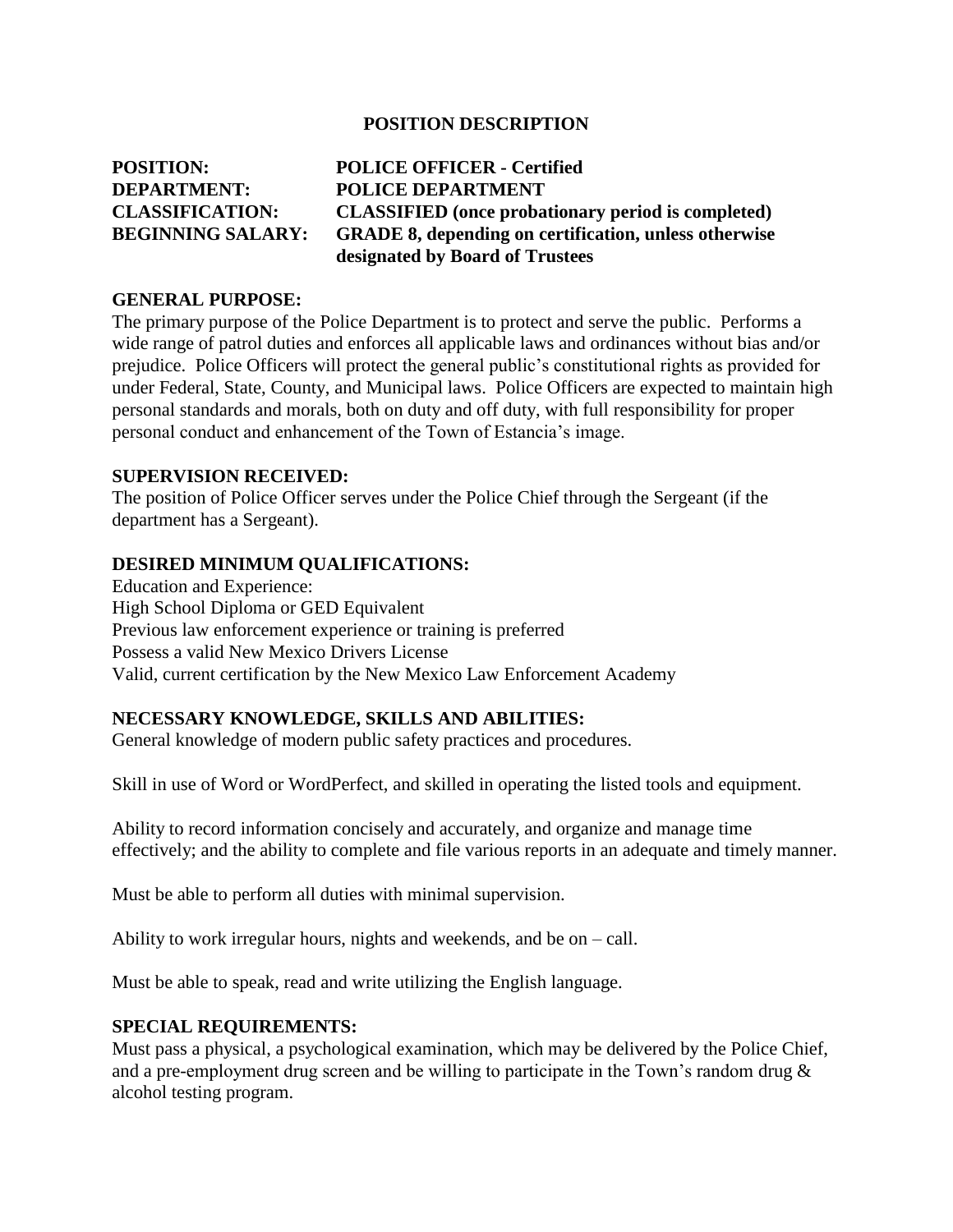# POSITION DESCRIPTION

**POSITION:** **POLICE OFFICER - Certified**
**DEPARTMENT:** **POLICE DEPARTMENT**
**CLASSIFICATION:** **CLASSIFIED (once probationary period is completed)**
**BEGINNING SALARY:** **GRADE 8, depending on certification, unless otherwise designated by Board of Trustees**

## GENERAL PURPOSE:

The primary purpose of the Police Department is to protect and serve the public. Performs a wide range of patrol duties and enforces all applicable laws and ordinances without bias and/or prejudice. Police Officers will protect the general public's constitutional rights as provided for under Federal, State, County, and Municipal laws. Police Officers are expected to maintain high personal standards and morals, both on duty and off duty, with full responsibility for proper personal conduct and enhancement of the Town of Estancia's image.

## SUPERVISION RECEIVED:

The position of Police Officer serves under the Police Chief through the Sergeant (if the department has a Sergeant).

## DESIRED MINIMUM QUALIFICATIONS:

Education and Experience:
High School Diploma or GED Equivalent
Previous law enforcement experience or training is preferred
Possess a valid New Mexico Drivers License
Valid, current certification by the New Mexico Law Enforcement Academy

## NECESSARY KNOWLEDGE, SKILLS AND ABILITIES:

General knowledge of modern public safety practices and procedures.

Skill in use of Word or WordPerfect, and skilled in operating the listed tools and equipment.

Ability to record information concisely and accurately, and organize and manage time effectively; and the ability to complete and file various reports in an adequate and timely manner.

Must be able to perform all duties with minimal supervision.

Ability to work irregular hours, nights and weekends, and be on – call.

Must be able to speak, read and write utilizing the English language.

## SPECIAL REQUIREMENTS:

Must pass a physical, a psychological examination, which may be delivered by the Police Chief, and a pre-employment drug screen and be willing to participate in the Town's random drug & alcohol testing program.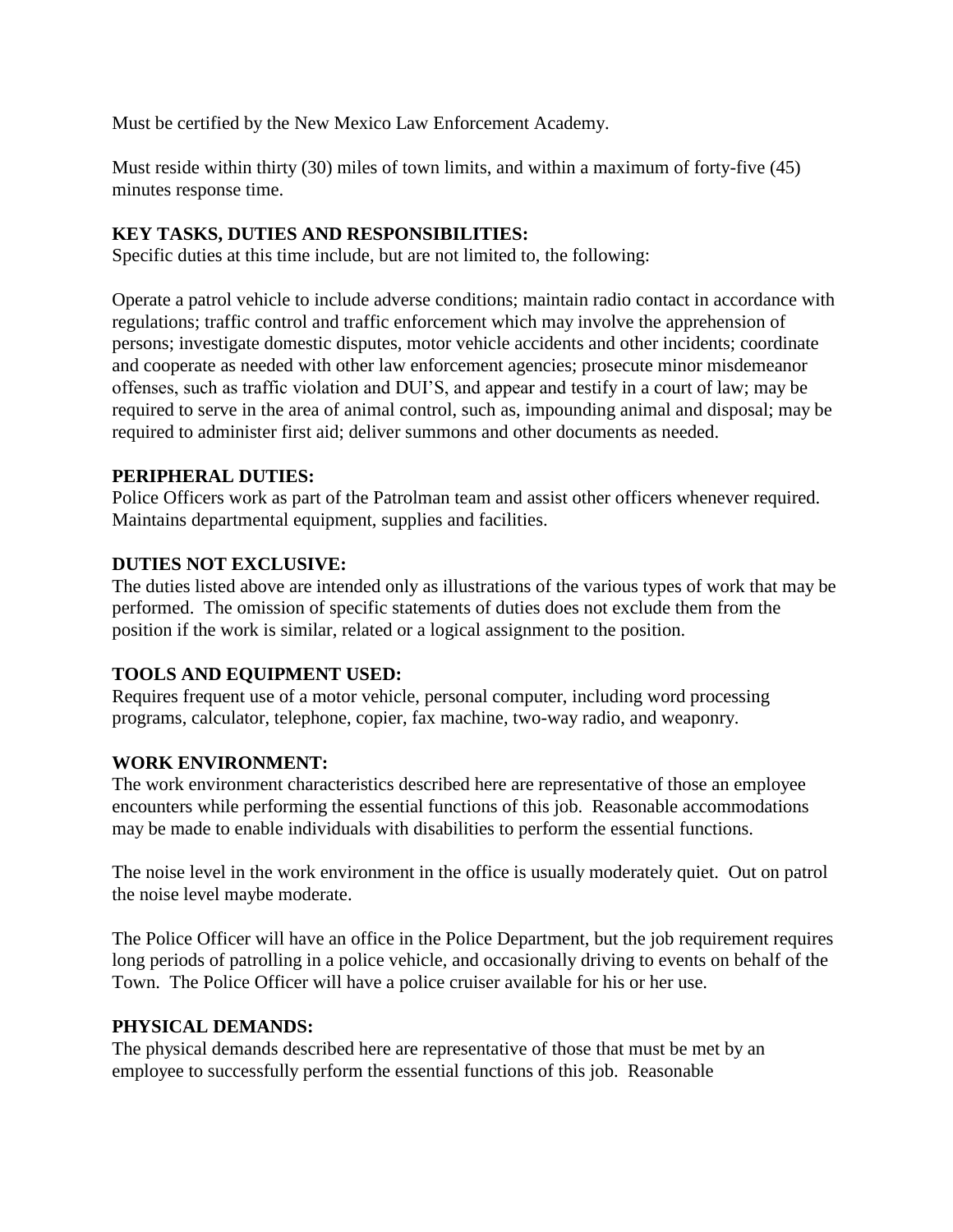Must be certified by the New Mexico Law Enforcement Academy.

Must reside within thirty (30) miles of town limits, and within a maximum of forty-five (45) minutes response time.

**KEY TASKS, DUTIES AND RESPONSIBILITIES:**
Specific duties at this time include, but are not limited to, the following:

Operate a patrol vehicle to include adverse conditions; maintain radio contact in accordance with regulations; traffic control and traffic enforcement which may involve the apprehension of persons; investigate domestic disputes, motor vehicle accidents and other incidents; coordinate and cooperate as needed with other law enforcement agencies; prosecute minor misdemeanor offenses, such as traffic violation and DUI'S, and appear and testify in a court of law; may be required to serve in the area of animal control, such as, impounding animal and disposal; may be required to administer first aid; deliver summons and other documents as needed.

**PERIPHERAL DUTIES:**
Police Officers work as part of the Patrolman team and assist other officers whenever required. Maintains departmental equipment, supplies and facilities.

**DUTIES NOT EXCLUSIVE:**
The duties listed above are intended only as illustrations of the various types of work that may be performed. The omission of specific statements of duties does not exclude them from the position if the work is similar, related or a logical assignment to the position.

**TOOLS AND EQUIPMENT USED:**
Requires frequent use of a motor vehicle, personal computer, including word processing programs, calculator, telephone, copier, fax machine, two-way radio, and weaponry.

**WORK ENVIRONMENT:**
The work environment characteristics described here are representative of those an employee encounters while performing the essential functions of this job. Reasonable accommodations may be made to enable individuals with disabilities to perform the essential functions.

The noise level in the work environment in the office is usually moderately quiet. Out on patrol the noise level maybe moderate.

The Police Officer will have an office in the Police Department, but the job requirement requires long periods of patrolling in a police vehicle, and occasionally driving to events on behalf of the Town. The Police Officer will have a police cruiser available for his or her use.

**PHYSICAL DEMANDS:**
The physical demands described here are representative of those that must be met by an employee to successfully perform the essential functions of this job. Reasonable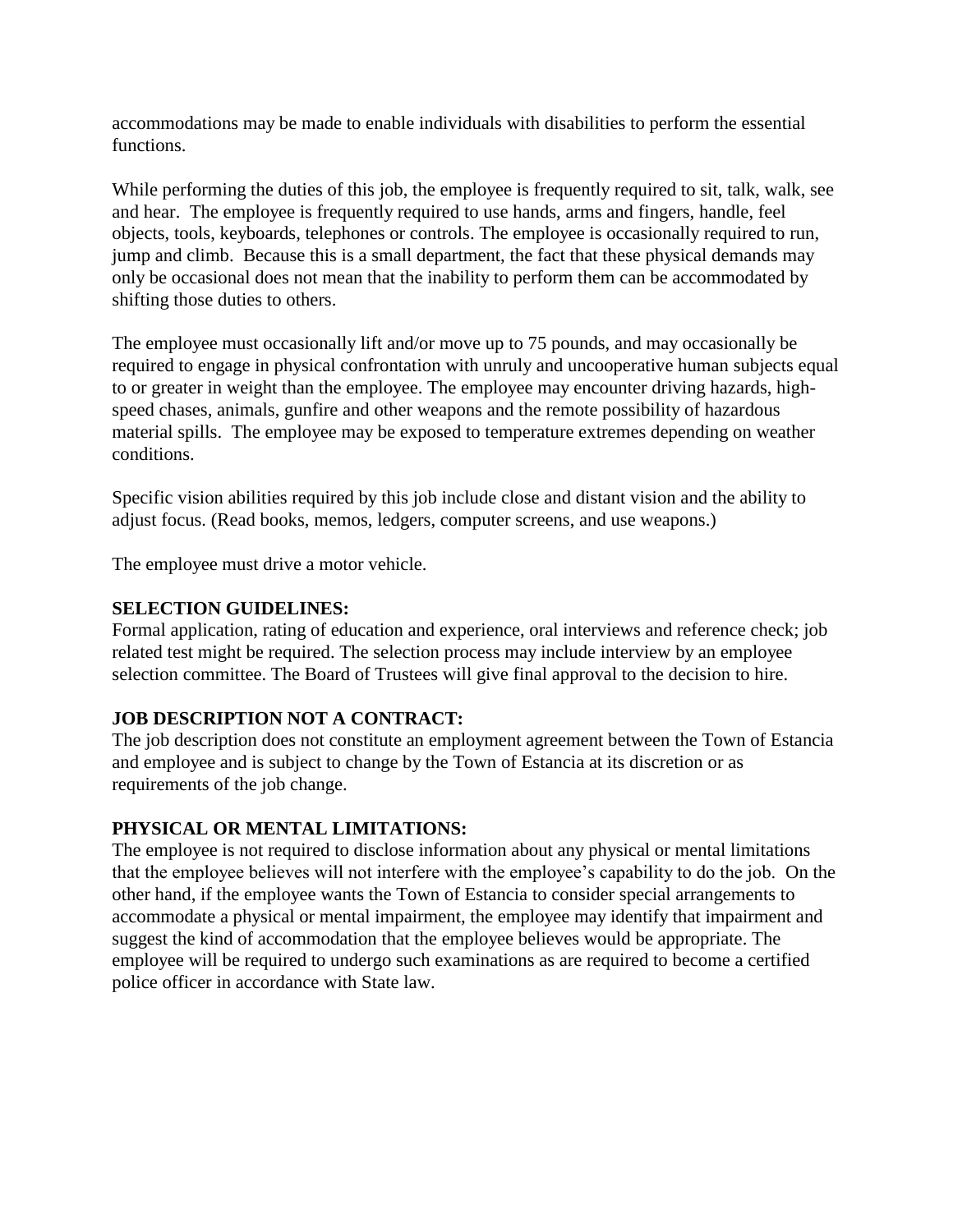accommodations may be made to enable individuals with disabilities to perform the essential functions.

While performing the duties of this job, the employee is frequently required to sit, talk, walk, see and hear. The employee is frequently required to use hands, arms and fingers, handle, feel objects, tools, keyboards, telephones or controls. The employee is occasionally required to run, jump and climb. Because this is a small department, the fact that these physical demands may only be occasional does not mean that the inability to perform them can be accommodated by shifting those duties to others.

The employee must occasionally lift and/or move up to 75 pounds, and may occasionally be required to engage in physical confrontation with unruly and uncooperative human subjects equal to or greater in weight than the employee. The employee may encounter driving hazards, high-speed chases, animals, gunfire and other weapons and the remote possibility of hazardous material spills. The employee may be exposed to temperature extremes depending on weather conditions.

Specific vision abilities required by this job include close and distant vision and the ability to adjust focus. (Read books, memos, ledgers, computer screens, and use weapons.)

The employee must drive a motor vehicle.

**SELECTION GUIDELINES:**
Formal application, rating of education and experience, oral interviews and reference check; job related test might be required. The selection process may include interview by an employee selection committee. The Board of Trustees will give final approval to the decision to hire.

**JOB DESCRIPTION NOT A CONTRACT:**
The job description does not constitute an employment agreement between the Town of Estancia and employee and is subject to change by the Town of Estancia at its discretion or as requirements of the job change.

**PHYSICAL OR MENTAL LIMITATIONS:**
The employee is not required to disclose information about any physical or mental limitations that the employee believes will not interfere with the employee's capability to do the job. On the other hand, if the employee wants the Town of Estancia to consider special arrangements to accommodate a physical or mental impairment, the employee may identify that impairment and suggest the kind of accommodation that the employee believes would be appropriate. The employee will be required to undergo such examinations as are required to become a certified police officer in accordance with State law.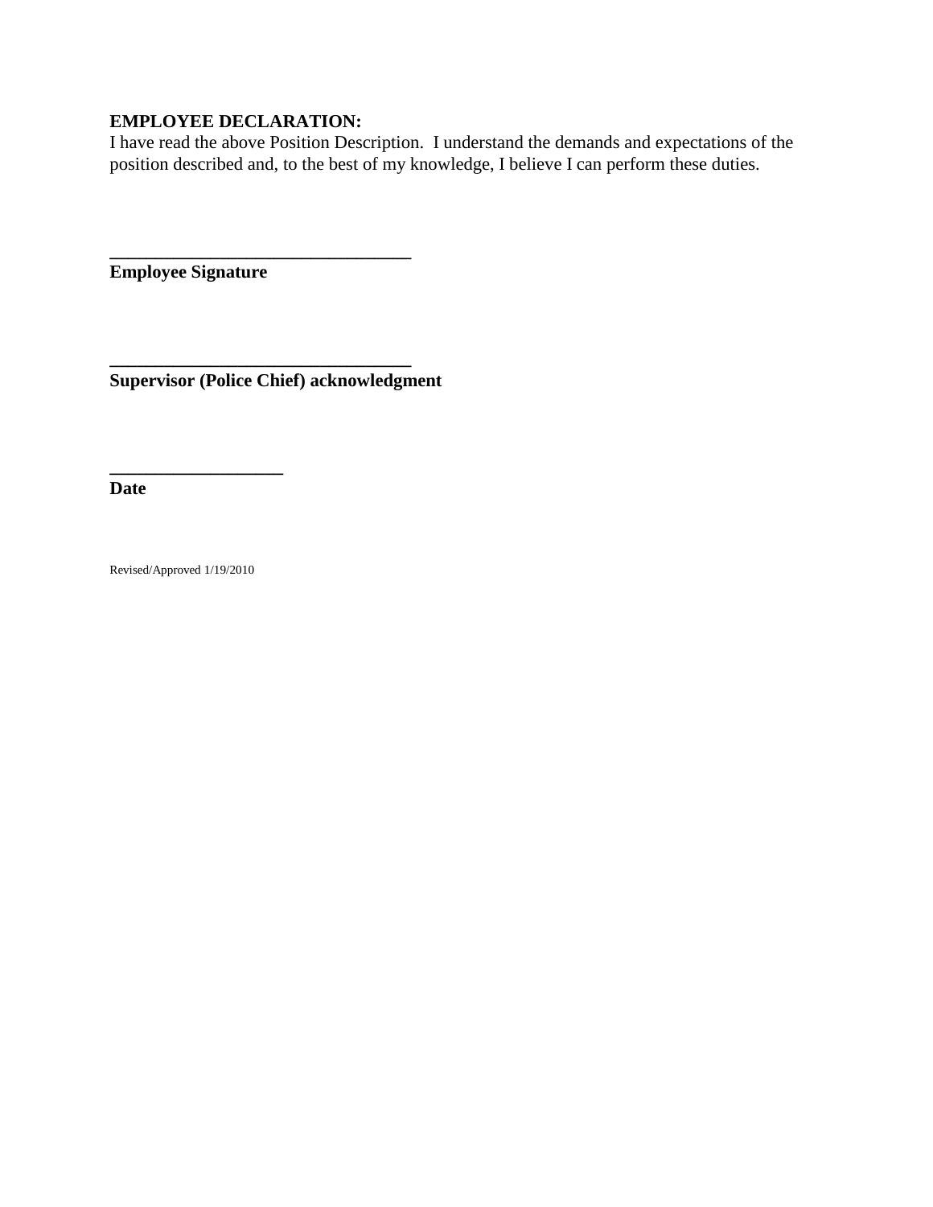**EMPLOYEE DECLARATION:**
I have read the above Position Description. I understand the demands and expectations of the position described and, to the best of my knowledge, I believe I can perform these duties.

**________________________________**
**Employee Signature**

**________________________________**
**Supervisor (Police Chief) acknowledgment**

**__________________**
**Date**

Revised/Approved 1/19/2010